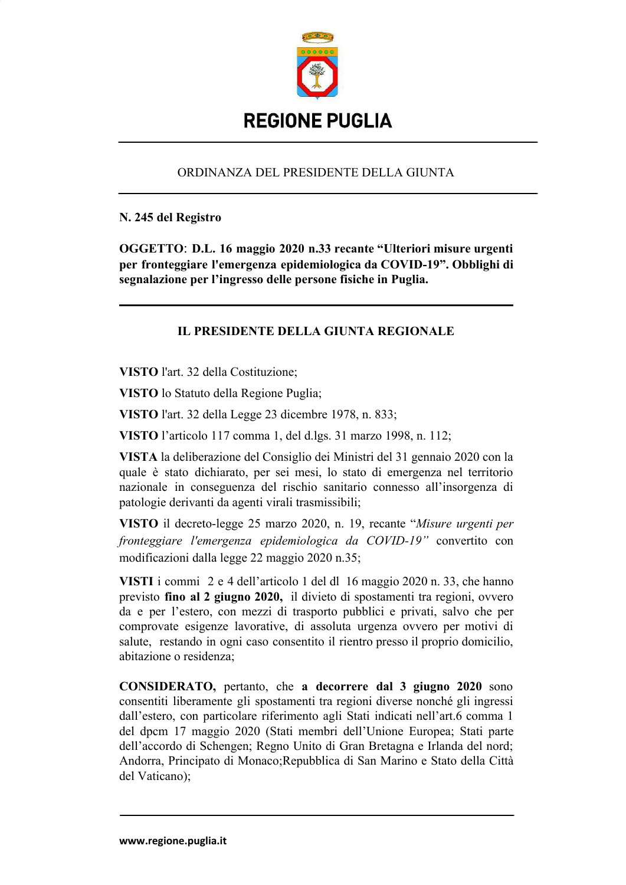# REGIONE PUGLIA

ORDINANZA DEL PRESIDENTE DELLA GIUNTA

**N. 245 del Registro**

**OGGETTO**: **D.L. 16 maggio 2020 n.33 recante "Ulteriori misure urgenti per fronteggiare l'emergenza epidemiologica da COVID-19". Obblighi di segnalazione per l'ingresso delle persone fisiche in Puglia.**

## IL PRESIDENTE DELLA GIUNTA REGIONALE

**VISTO** l'art. 32 della Costituzione;

**VISTO** lo Statuto della Regione Puglia;

**VISTO** l'art. 32 della Legge 23 dicembre 1978, n. 833;

**VISTO** l'articolo 117 comma 1, del d.lgs. 31 marzo 1998, n. 112;

**VISTA** la deliberazione del Consiglio dei Ministri del 31 gennaio 2020 con la quale è stato dichiarato, per sei mesi, lo stato di emergenza nel territorio nazionale in conseguenza del rischio sanitario connesso all'insorgenza di patologie derivanti da agenti virali trasmissibili;

**VISTO** il decreto-legge 25 marzo 2020, n. 19, recante "*Misure urgenti per fronteggiare l'emergenza epidemiologica da COVID-19"* convertito con modificazioni dalla legge 22 maggio 2020 n.35;

**VISTI** i commi 2 e 4 dell'articolo 1 del dl 16 maggio 2020 n. 33, che hanno previsto **fino al 2 giugno 2020,** il divieto di spostamenti tra regioni, ovvero da e per l'estero, con mezzi di trasporto pubblici e privati, salvo che per comprovate esigenze lavorative, di assoluta urgenza ovvero per motivi di salute, restando in ogni caso consentito il rientro presso il proprio domicilio, abitazione o residenza;

**CONSIDERATO,** pertanto, che **a decorrere dal 3 giugno 2020** sono consentiti liberamente gli spostamenti tra regioni diverse nonché gli ingressi dall'estero, con particolare riferimento agli Stati indicati nell'art.6 comma 1 del dpcm 17 maggio 2020 (Stati membri dell'Unione Europea; Stati parte dell'accordo di Schengen; Regno Unito di Gran Bretagna e Irlanda del nord; Andorra, Principato di Monaco;Repubblica di San Marino e Stato della Città del Vaticano);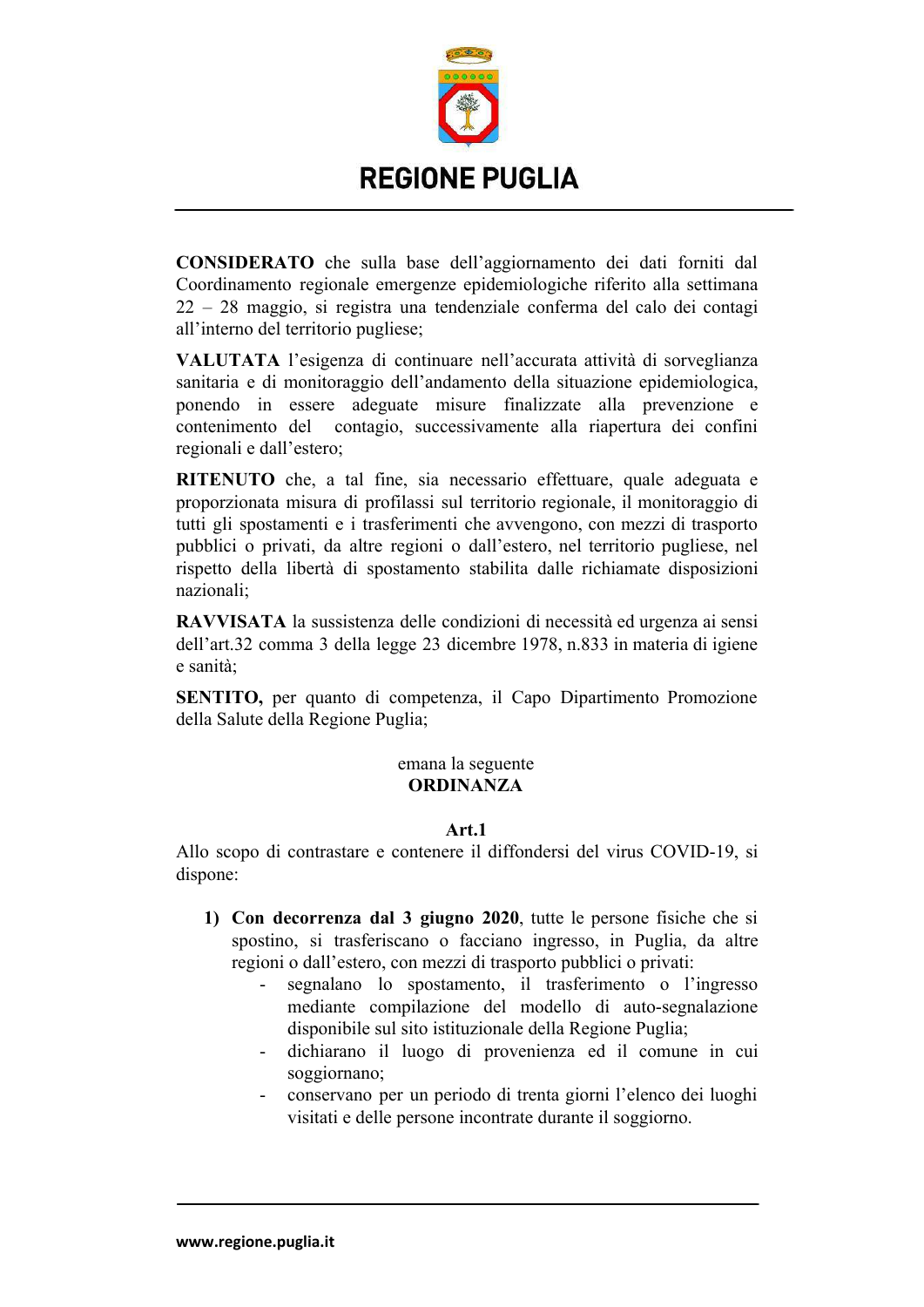**CONSIDERATO** che sulla base dell'aggiornamento dei dati forniti dal Coordinamento regionale emergenze epidemiologiche riferito alla settimana 22 – 28 maggio, si registra una tendenziale conferma del calo dei contagi all'interno del territorio pugliese;

**VALUTATA** l'esigenza di continuare nell'accurata attività di sorveglianza sanitaria e di monitoraggio dell'andamento della situazione epidemiologica, ponendo in essere adeguate misure finalizzate alla prevenzione e contenimento del contagio, successivamente alla riapertura dei confini regionali e dall'estero;

**RITENUTO** che, a tal fine, sia necessario effettuare, quale adeguata e proporzionata misura di profilassi sul territorio regionale, il monitoraggio di tutti gli spostamenti e i trasferimenti che avvengono, con mezzi di trasporto pubblici o privati, da altre regioni o dall'estero, nel territorio pugliese, nel rispetto della libertà di spostamento stabilita dalle richiamate disposizioni nazionali;

**RAVVISATA** la sussistenza delle condizioni di necessità ed urgenza ai sensi dell'art.32 comma 3 della legge 23 dicembre 1978, n.833 in materia di igiene e sanità;

**SENTITO,** per quanto di competenza, il Capo Dipartimento Promozione della Salute della Regione Puglia;

emana la seguente

**ORDINANZA**

**Art.1**

Allo scopo di contrastare e contenere il diffondersi del virus COVID-19, si dispone:

1) **Con decorrenza dal 3 giugno 2020**, tutte le persone fisiche che si spostino, si trasferiscano o facciano ingresso, in Puglia, da altre regioni o dall'estero, con mezzi di trasporto pubblici o privati:
   - segnalano lo spostamento, il trasferimento o l'ingresso mediante compilazione del modello di auto-segnalazione disponibile sul sito istituzionale della Regione Puglia;
   - dichiarano il luogo di provenienza ed il comune in cui soggiornano;
   - conservano per un periodo di trenta giorni l'elenco dei luoghi visitati e delle persone incontrate durante il soggiorno.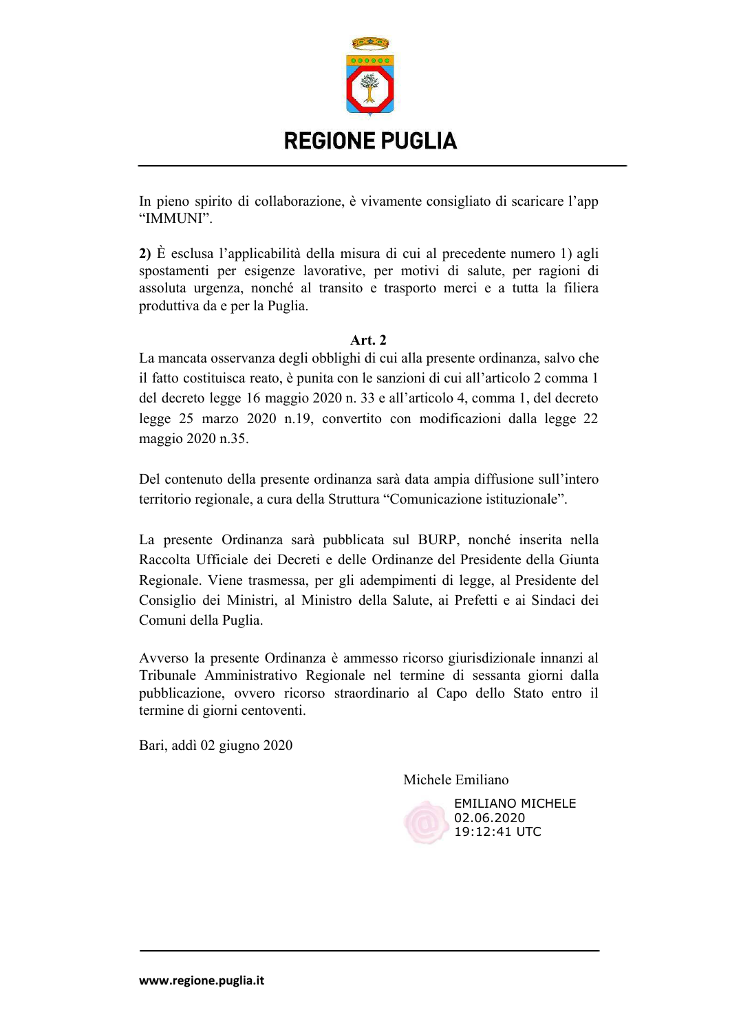# REGIONE PUGLIA

In pieno spirito di collaborazione, è vivamente consigliato di scaricare l'app "IMMUNI".

**2)** È esclusa l'applicabilità della misura di cui al precedente numero 1) agli spostamenti per esigenze lavorative, per motivi di salute, per ragioni di assoluta urgenza, nonché al transito e trasporto merci e a tutta la filiera produttiva da e per la Puglia.

**Art. 2**

La mancata osservanza degli obblighi di cui alla presente ordinanza, salvo che il fatto costituisca reato, è punita con le sanzioni di cui all'articolo 2 comma 1 del decreto legge 16 maggio 2020 n. 33 e all'articolo 4, comma 1, del decreto legge 25 marzo 2020 n.19, convertito con modificazioni dalla legge 22 maggio 2020 n.35.

Del contenuto della presente ordinanza sarà data ampia diffusione sull'intero territorio regionale, a cura della Struttura "Comunicazione istituzionale".

La presente Ordinanza sarà pubblicata sul BURP, nonché inserita nella Raccolta Ufficiale dei Decreti e delle Ordinanze del Presidente della Giunta Regionale. Viene trasmessa, per gli adempimenti di legge, al Presidente del Consiglio dei Ministri, al Ministro della Salute, ai Prefetti e ai Sindaci dei Comuni della Puglia.

Avverso la presente Ordinanza è ammesso ricorso giurisdizionale innanzi al Tribunale Amministrativo Regionale nel termine di sessanta giorni dalla pubblicazione, ovvero ricorso straordinario al Capo dello Stato entro il termine di giorni centoventi.

Bari, addì 02 giugno 2020

Michele Emiliano

EMILIANO MICHELE
02.06.2020
19:12:41 UTC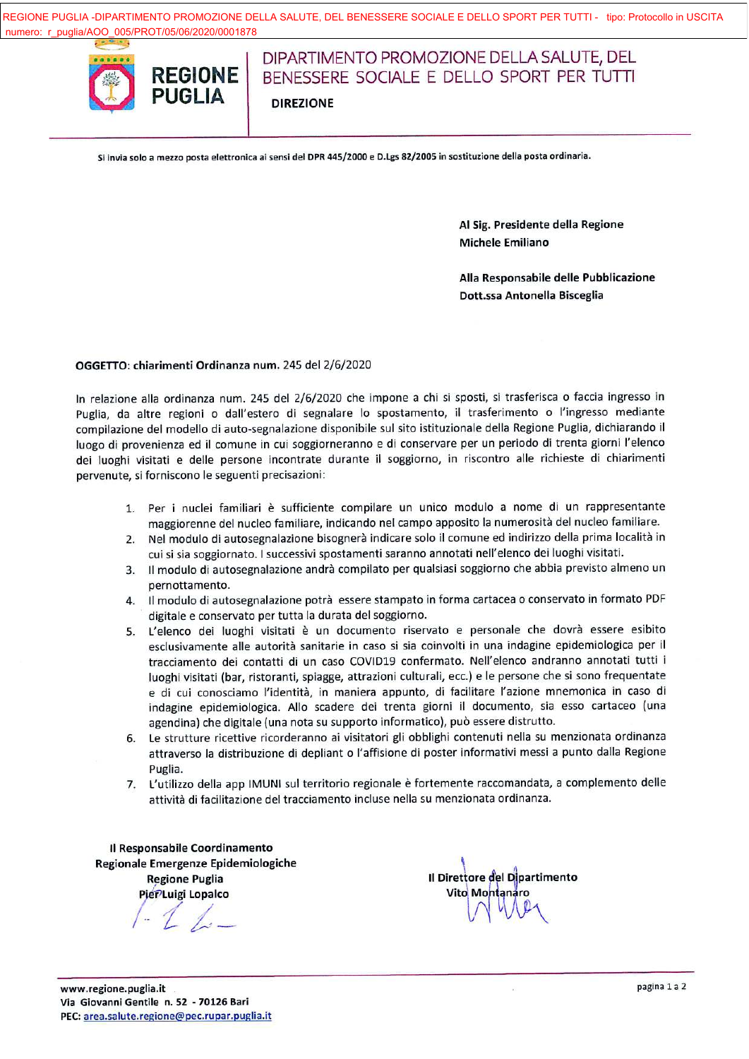REGIONE PUGLIA -DIPARTIMENTO PROMOZIONE DELLA SALUTE, DEL BENESSERE SOCIALE E DELLO SPORT PER TUTTI - tipo: Protocollo in USCITA numero: r_puglia/AOO_005/PROT/05/06/2020/0001878

**REGIONE PUGLIA**

DIPARTIMENTO PROMOZIONE DELLA SALUTE, DEL BENESSERE SOCIALE E DELLO SPORT PER TUTTI

**DIREZIONE**

Si invia solo a mezzo posta elettronica ai sensi del DPR 445/2000 e D.Lgs 82/2005 in sostituzione della posta ordinaria.

**Al Sig. Presidente della Regione**
**Michele Emiliano**

**Alla Responsabile delle Pubblicazione**
**Dott.ssa Antonella Bisceglia**

**OGGETTO: chiarimenti Ordinanza num.** 245 del 2/6/2020

In relazione alla ordinanza num. 245 del 2/6/2020 che impone a chi si sposti, si trasferisca o faccia ingresso in Puglia, da altre regioni o dall'estero di segnalare lo spostamento, il trasferimento o l'ingresso mediante compilazione del modello di auto-segnalazione disponibile sul sito istituzionale della Regione Puglia, dichiarando il luogo di provenienza ed il comune in cui soggiorneranno e di conservare per un periodo di trenta giorni l'elenco dei luoghi visitati e delle persone incontrate durante il soggiorno, in riscontro alle richieste di chiarimenti pervenute, si forniscono le seguenti precisazioni:

1. Per i nuclei familiari è sufficiente compilare un unico modulo a nome di un rappresentante maggiorenne del nucleo familiare, indicando nel campo apposito la numerosità del nucleo familiare.
2. Nel modulo di autosegnalazione bisognerà indicare solo il comune ed indirizzo della prima località in cui si sia soggiornato. I successivi spostamenti saranno annotati nell'elenco dei luoghi visitati.
3. Il modulo di autosegnalazione andrà compilato per qualsiasi soggiorno che abbia previsto almeno un pernottamento.
4. Il modulo di autosegnalazione potrà essere stampato in forma cartacea o conservato in formato PDF digitale e conservato per tutta la durata del soggiorno.
5. L'elenco dei luoghi visitati è un documento riservato e personale che dovrà essere esibito esclusivamente alle autorità sanitarie in caso si sia coinvolti in una indagine epidemiologica per il tracciamento dei contatti di un caso COVID19 confermato. Nell'elenco andranno annotati tutti i luoghi visitati (bar, ristoranti, spiagge, attrazioni culturali, ecc.) e le persone che si sono frequentate e di cui conosciamo l'identità, in maniera appunto, di facilitare l'azione mnemonica in caso di indagine epidemiologica. Allo scadere dei trenta giorni il documento, sia esso cartaceo (una agendina) che digitale (una nota su supporto informatico), può essere distrutto.
6. Le strutture ricettive ricorderanno ai visitatori gli obblighi contenuti nella su menzionata ordinanza attraverso la distribuzione di depliant o l'affisione di poster informativi messi a punto dalla Regione Puglia.
7. L'utilizzo della app IMUNI sul territorio regionale è fortemente raccomandata, a complemento delle attività di facilitazione del tracciamento incluse nella su menzionata ordinanza.

**Il Responsabile Coordinamento**
**Regionale Emergenze Epidemiologiche**
**Regione Puglia**
**Pier Luigi Lopalco**

**Il Direttore del Dipartimento**
**Vito Montanaro**

**www.regione.puglia.it**
Via Giovanni Gentile n. 52 - 70126 Bari
PEC: area.salute.regione@pec.rupar.puglia.it